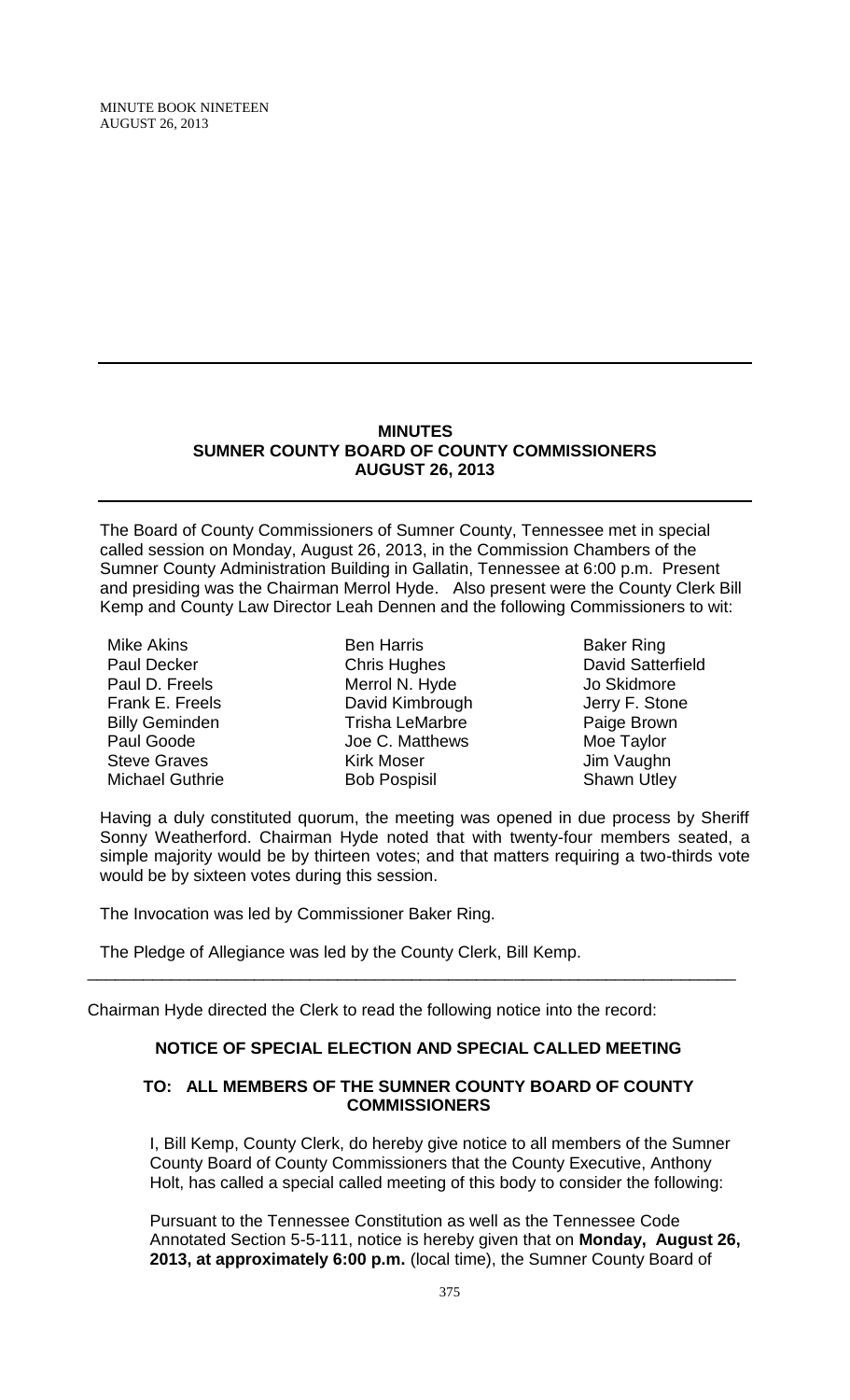## MINUTES
## SUMNER COUNTY BOARD OF COUNTY COMMISSIONERS
## AUGUST 26, 2013

The Board of County Commissioners of Sumner County, Tennessee met in special called session on Monday, August 26, 2013, in the Commission Chambers of the Sumner County Administration Building in Gallatin, Tennessee at 6:00 p.m. Present and presiding was the Chairman Merrol Hyde. Also present were the County Clerk Bill Kemp and County Law Director Leah Dennen and the following Commissioners to wit:

| | | |
|---|---|---|
| Mike Akins | Ben Harris | Baker Ring |
| Paul Decker | Chris Hughes | David Satterfield |
| Paul D. Freels | Merrol N. Hyde | Jo Skidmore |
| Frank E. Freels | David Kimbrough | Jerry F. Stone |
| Billy Geminden | Trisha LeMarbre | Paige Brown |
| Paul Goode | Joe C. Matthews | Moe Taylor |
| Steve Graves | Kirk Moser | Jim Vaughn |
| Michael Guthrie | Bob Pospisil | Shawn Utley |

Having a duly constituted quorum, the meeting was opened in due process by Sheriff Sonny Weatherford. Chairman Hyde noted that with twenty-four members seated, a simple majority would be by thirteen votes; and that matters requiring a two-thirds vote would be by sixteen votes during this session.

The Invocation was led by Commissioner Baker Ring.

The Pledge of Allegiance was led by the County Clerk, Bill Kemp.

---

Chairman Hyde directed the Clerk to read the following notice into the record:

### NOTICE OF SPECIAL ELECTION AND SPECIAL CALLED MEETING

### TO: ALL MEMBERS OF THE SUMNER COUNTY BOARD OF COUNTY COMMISSIONERS

I, Bill Kemp, County Clerk, do hereby give notice to all members of the Sumner County Board of County Commissioners that the County Executive, Anthony Holt, has called a special called meeting of this body to consider the following:

Pursuant to the Tennessee Constitution as well as the Tennessee Code Annotated Section 5-5-111, notice is hereby given that on **Monday, August 26, 2013, at approximately 6:00 p.m.** (local time), the Sumner County Board of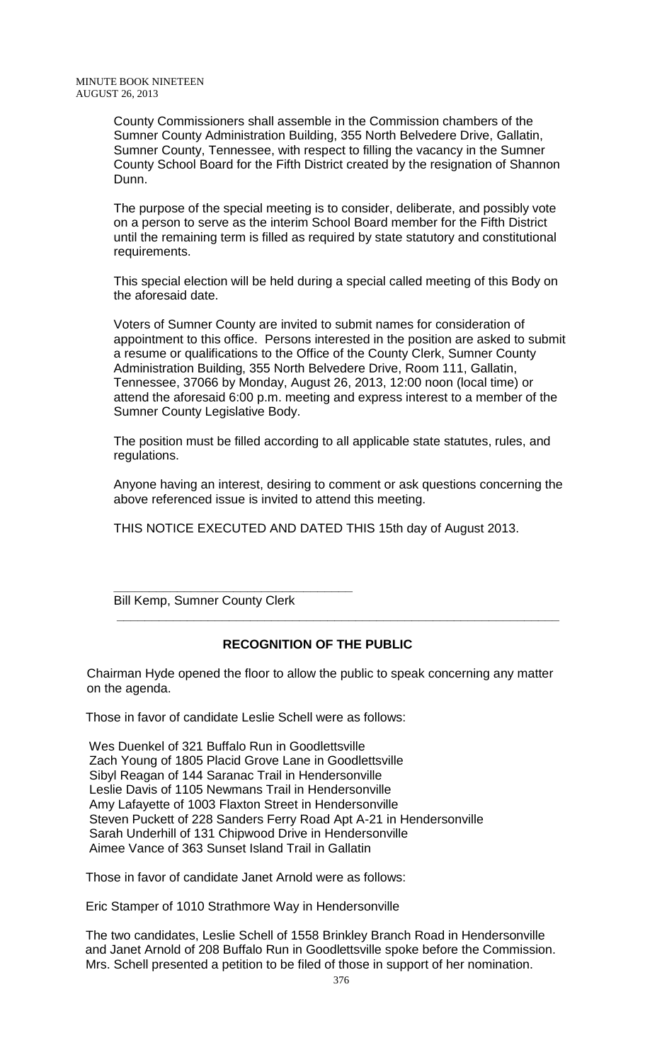County Commissioners shall assemble in the Commission chambers of the Sumner County Administration Building, 355 North Belvedere Drive, Gallatin, Sumner County, Tennessee, with respect to filling the vacancy in the Sumner County School Board for the Fifth District created by the resignation of Shannon Dunn.

The purpose of the special meeting is to consider, deliberate, and possibly vote on a person to serve as the interim School Board member for the Fifth District until the remaining term is filled as required by state statutory and constitutional requirements.

This special election will be held during a special called meeting of this Body on the aforesaid date.

Voters of Sumner County are invited to submit names for consideration of appointment to this office. Persons interested in the position are asked to submit a resume or qualifications to the Office of the County Clerk, Sumner County Administration Building, 355 North Belvedere Drive, Room 111, Gallatin, Tennessee, 37066 by Monday, August 26, 2013, 12:00 noon (local time) or attend the aforesaid 6:00 p.m. meeting and express interest to a member of the Sumner County Legislative Body.

The position must be filled according to all applicable state statutes, rules, and regulations.

Anyone having an interest, desiring to comment or ask questions concerning the above referenced issue is invited to attend this meeting.

THIS NOTICE EXECUTED AND DATED THIS 15th day of August 2013.

\_\_\_\_\_\_\_\_\_\_\_\_\_\_\_\_\_\_\_\_\_\_\_\_\_\_\_\_\_\_\_\_\_\_

Bill Kemp, Sumner County Clerk

---

## RECOGNITION OF THE PUBLIC

Chairman Hyde opened the floor to allow the public to speak concerning any matter on the agenda.

Those in favor of candidate Leslie Schell were as follows:

Wes Duenkel of 321 Buffalo Run in Goodlettsville
Zach Young of 1805 Placid Grove Lane in Goodlettsville
Sibyl Reagan of 144 Saranac Trail in Hendersonville
Leslie Davis of 1105 Newmans Trail in Hendersonville
Amy Lafayette of 1003 Flaxton Street in Hendersonville
Steven Puckett of 228 Sanders Ferry Road Apt A-21 in Hendersonville
Sarah Underhill of 131 Chipwood Drive in Hendersonville
Aimee Vance of 363 Sunset Island Trail in Gallatin

Those in favor of candidate Janet Arnold were as follows:

Eric Stamper of 1010 Strathmore Way in Hendersonville

The two candidates, Leslie Schell of 1558 Brinkley Branch Road in Hendersonville and Janet Arnold of 208 Buffalo Run in Goodlettsville spoke before the Commission. Mrs. Schell presented a petition to be filed of those in support of her nomination.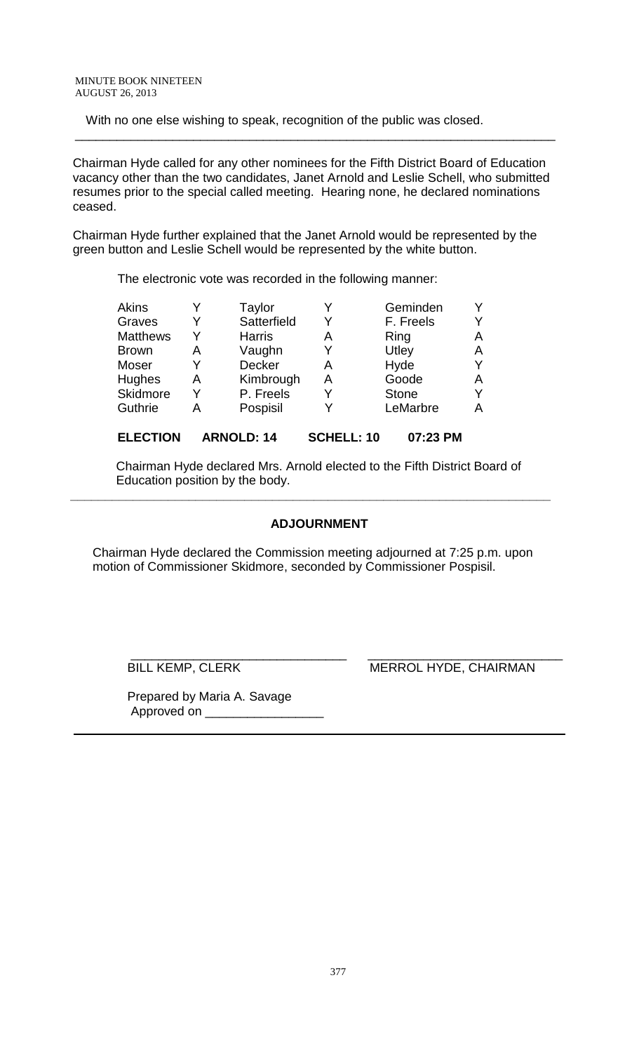With no one else wishing to speak, recognition of the public was closed.

---

Chairman Hyde called for any other nominees for the Fifth District Board of Education vacancy other than the two candidates, Janet Arnold and Leslie Schell, who submitted resumes prior to the special called meeting. Hearing none, he declared nominations ceased.

Chairman Hyde further explained that the Janet Arnold would be represented by the green button and Leslie Schell would be represented by the white button.

The electronic vote was recorded in the following manner:

| | | | | | |
|---|---|---|---|---|---|
| Akins | Y | Taylor | Y | Geminden | Y |
| Graves | Y | Satterfield | Y | F. Freels | Y |
| Matthews | Y | Harris | A | Ring | A |
| Brown | A | Vaughn | Y | Utley | A |
| Moser | Y | Decker | A | Hyde | Y |
| Hughes | A | Kimbrough | A | Goode | A |
| Skidmore | Y | P. Freels | Y | Stone | Y |
| Guthrie | A | Pospisil | Y | LeMarbre | A |

**ELECTION ARNOLD: 14 SCHELL: 10 07:23 PM**

Chairman Hyde declared Mrs. Arnold elected to the Fifth District Board of Education position by the body.

---

## ADJOURNMENT

Chairman Hyde declared the Commission meeting adjourned at 7:25 p.m. upon motion of Commissioner Skidmore, seconded by Commissioner Pospisil.

_______________________________ _______________________________

BILL KEMP, CLERK MERROL HYDE, CHAIRMAN

Prepared by Maria A. Savage

Approved on _________________